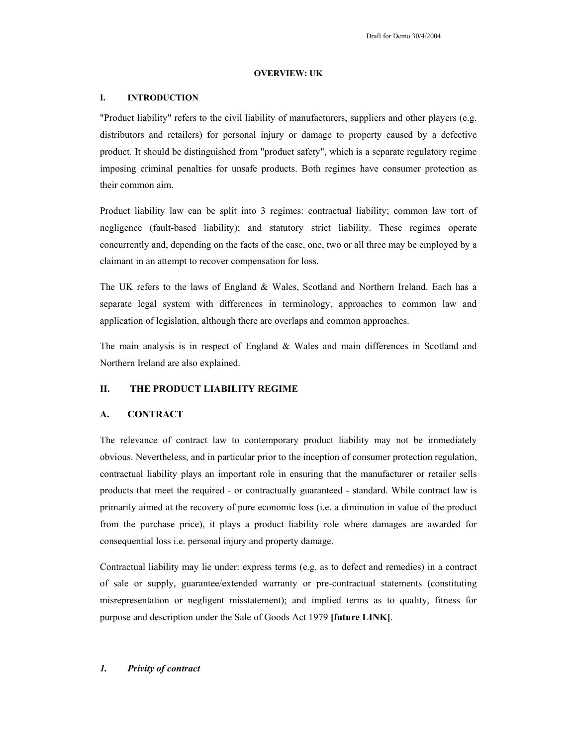# OVERVIEW: UK

## I. INTRODUCTION

"Product liability" refers to the civil liability of manufacturers, suppliers and other players (e.g. distributors and retailers) for personal injury or damage to property caused by a defective product. It should be distinguished from "product safety", which is a separate regulatory regime imposing criminal penalties for unsafe products. Both regimes have consumer protection as their common aim.

Product liability law can be split into 3 regimes: contractual liability; common law tort of negligence (fault-based liability); and statutory strict liability. These regimes operate concurrently and, depending on the facts of the case, one, two or all three may be employed by a claimant in an attempt to recover compensation for loss.

The UK refers to the laws of England & Wales, Scotland and Northern Ireland. Each has a separate legal system with differences in terminology, approaches to common law and application of legislation, although there are overlaps and common approaches.

The main analysis is in respect of England & Wales and main differences in Scotland and Northern Ireland are also explained.

## II. THE PRODUCT LIABILITY REGIME

### A. CONTRACT

The relevance of contract law to contemporary product liability may not be immediately obvious. Nevertheless, and in particular prior to the inception of consumer protection regulation, contractual liability plays an important role in ensuring that the manufacturer or retailer sells products that meet the required - or contractually guaranteed - standard. While contract law is primarily aimed at the recovery of pure economic loss (i.e. a diminution in value of the product from the purchase price), it plays a product liability role where damages are awarded for consequential loss i.e. personal injury and property damage.

Contractual liability may lie under: express terms (e.g. as to defect and remedies) in a contract of sale or supply, guarantee/extended warranty or pre-contractual statements (constituting misrepresentation or negligent misstatement); and implied terms as to quality, fitness for purpose and description under the Sale of Goods Act 1979 **[future LINK]**.

#### *1. Privity of contract*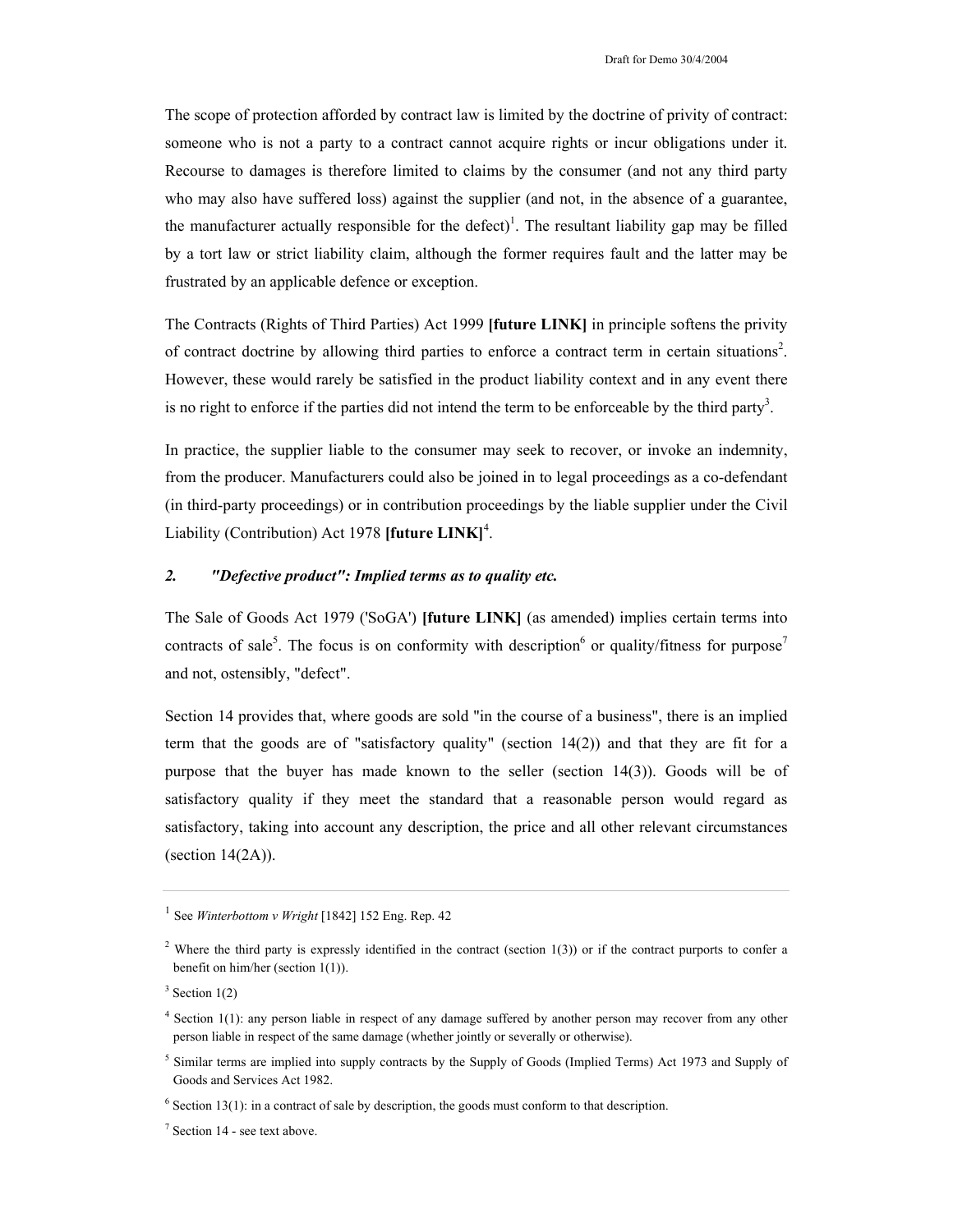The scope of protection afforded by contract law is limited by the doctrine of privity of contract: someone who is not a party to a contract cannot acquire rights or incur obligations under it. Recourse to damages is therefore limited to claims by the consumer (and not any third party who may also have suffered loss) against the supplier (and not, in the absence of a guarantee, the manufacturer actually responsible for the defect)[1]. The resultant liability gap may be filled by a tort law or strict liability claim, although the former requires fault and the latter may be frustrated by an applicable defence or exception.

The Contracts (Rights of Third Parties) Act 1999 **[future LINK]** in principle softens the privity of contract doctrine by allowing third parties to enforce a contract term in certain situations[2]. However, these would rarely be satisfied in the product liability context and in any event there is no right to enforce if the parties did not intend the term to be enforceable by the third party[3].

In practice, the supplier liable to the consumer may seek to recover, or invoke an indemnity, from the producer. Manufacturers could also be joined in to legal proceedings as a co-defendant (in third-party proceedings) or in contribution proceedings by the liable supplier under the Civil Liability (Contribution) Act 1978 **[future LINK]**[4].

### *2. "Defective product": Implied terms as to quality etc.*

The Sale of Goods Act 1979 ('SoGA') **[future LINK]** (as amended) implies certain terms into contracts of sale[5]. The focus is on conformity with description[6] or quality/fitness for purpose[7] and not, ostensibly, "defect".

Section 14 provides that, where goods are sold "in the course of a business", there is an implied term that the goods are of "satisfactory quality" (section 14(2)) and that they are fit for a purpose that the buyer has made known to the seller (section 14(3)). Goods will be of satisfactory quality if they meet the standard that a reasonable person would regard as satisfactory, taking into account any description, the price and all other relevant circumstances (section 14(2A)).

---

[1] See *Winterbottom v Wright* [1842] 152 Eng. Rep. 42

[2] Where the third party is expressly identified in the contract (section 1(3)) or if the contract purports to confer a benefit on him/her (section 1(1)).

[3] Section 1(2)

[4] Section 1(1): any person liable in respect of any damage suffered by another person may recover from any other person liable in respect of the same damage (whether jointly or severally or otherwise).

[5] Similar terms are implied into supply contracts by the Supply of Goods (Implied Terms) Act 1973 and Supply of Goods and Services Act 1982.

[6] Section 13(1): in a contract of sale by description, the goods must conform to that description.

[7] Section 14 - see text above.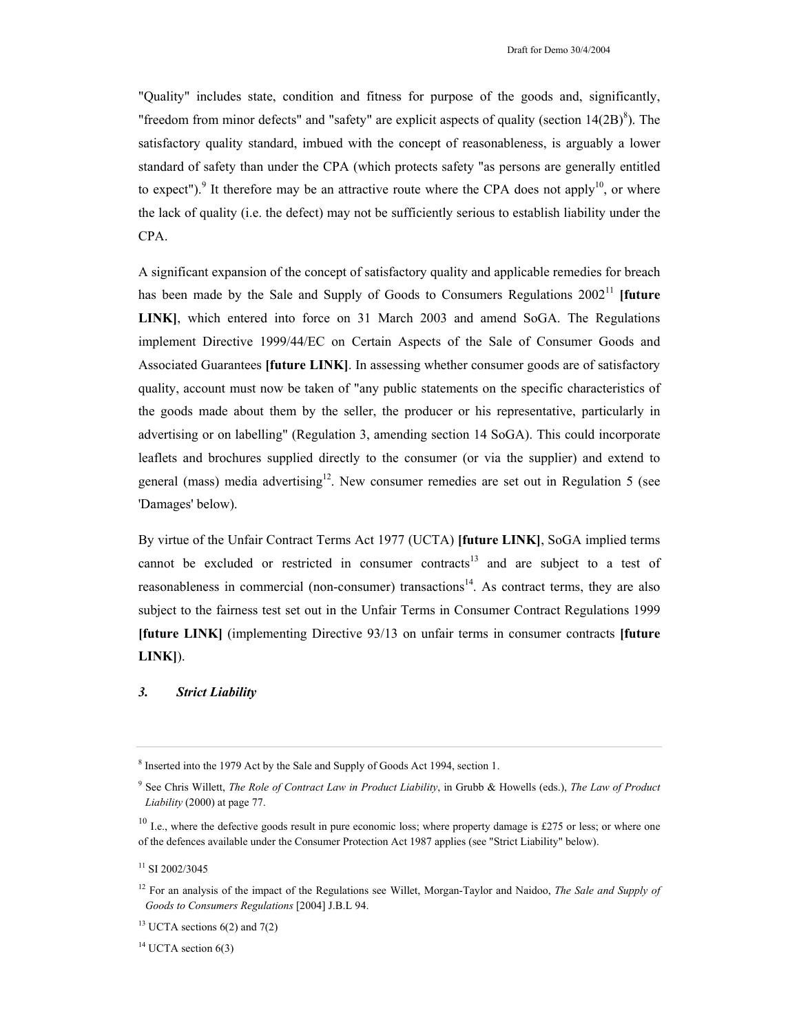"Quality" includes state, condition and fitness for purpose of the goods and, significantly, "freedom from minor defects" and "safety" are explicit aspects of quality (section 14(2B)[8]). The satisfactory quality standard, imbued with the concept of reasonableness, is arguably a lower standard of safety than under the CPA (which protects safety "as persons are generally entitled to expect").[9] It therefore may be an attractive route where the CPA does not apply[10], or where the lack of quality (i.e. the defect) may not be sufficiently serious to establish liability under the CPA.

A significant expansion of the concept of satisfactory quality and applicable remedies for breach has been made by the Sale and Supply of Goods to Consumers Regulations 2002[11] **[future LINK]**, which entered into force on 31 March 2003 and amend SoGA. The Regulations implement Directive 1999/44/EC on Certain Aspects of the Sale of Consumer Goods and Associated Guarantees **[future LINK]**. In assessing whether consumer goods are of satisfactory quality, account must now be taken of "any public statements on the specific characteristics of the goods made about them by the seller, the producer or his representative, particularly in advertising or on labelling" (Regulation 3, amending section 14 SoGA). This could incorporate leaflets and brochures supplied directly to the consumer (or via the supplier) and extend to general (mass) media advertising[12]. New consumer remedies are set out in Regulation 5 (see 'Damages' below).

By virtue of the Unfair Contract Terms Act 1977 (UCTA) **[future LINK]**, SoGA implied terms cannot be excluded or restricted in consumer contracts[13] and are subject to a test of reasonableness in commercial (non-consumer) transactions[14]. As contract terms, they are also subject to the fairness test set out in the Unfair Terms in Consumer Contract Regulations 1999 **[future LINK]** (implementing Directive 93/13 on unfair terms in consumer contracts **[future LINK]**).

### *3. Strict Liability*

---

[8] Inserted into the 1979 Act by the Sale and Supply of Goods Act 1994, section 1.

[9] See Chris Willett, *The Role of Contract Law in Product Liability*, in Grubb & Howells (eds.), *The Law of Product Liability* (2000) at page 77.

[10] I.e., where the defective goods result in pure economic loss; where property damage is £275 or less; or where one of the defences available under the Consumer Protection Act 1987 applies (see "Strict Liability" below).

[11] SI 2002/3045

[12] For an analysis of the impact of the Regulations see Willet, Morgan-Taylor and Naidoo, *The Sale and Supply of Goods to Consumers Regulations* [2004] J.B.L 94.

[13] UCTA sections 6(2) and 7(2)

[14] UCTA section 6(3)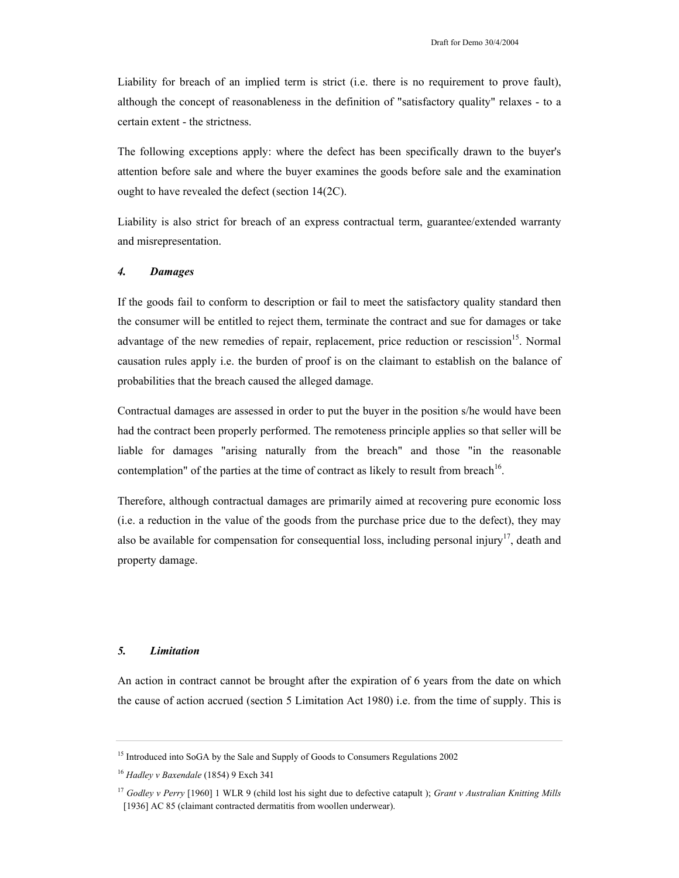Liability for breach of an implied term is strict (i.e. there is no requirement to prove fault), although the concept of reasonableness in the definition of "satisfactory quality" relaxes - to a certain extent - the strictness.

The following exceptions apply: where the defect has been specifically drawn to the buyer's attention before sale and where the buyer examines the goods before sale and the examination ought to have revealed the defect (section 14(2C).

Liability is also strict for breach of an express contractual term, guarantee/extended warranty and misrepresentation.

### *4. Damages*

If the goods fail to conform to description or fail to meet the satisfactory quality standard then the consumer will be entitled to reject them, terminate the contract and sue for damages or take advantage of the new remedies of repair, replacement, price reduction or rescission[15]. Normal causation rules apply i.e. the burden of proof is on the claimant to establish on the balance of probabilities that the breach caused the alleged damage.

Contractual damages are assessed in order to put the buyer in the position s/he would have been had the contract been properly performed. The remoteness principle applies so that seller will be liable for damages "arising naturally from the breach" and those "in the reasonable contemplation" of the parties at the time of contract as likely to result from breach[16].

Therefore, although contractual damages are primarily aimed at recovering pure economic loss (i.e. a reduction in the value of the goods from the purchase price due to the defect), they may also be available for compensation for consequential loss, including personal injury[17], death and property damage.

### *5. Limitation*

An action in contract cannot be brought after the expiration of 6 years from the date on which the cause of action accrued (section 5 Limitation Act 1980) i.e. from the time of supply. This is

---

[15] Introduced into SoGA by the Sale and Supply of Goods to Consumers Regulations 2002

[16] *Hadley v Baxendale* (1854) 9 Exch 341

[17] *Godley v Perry* [1960] 1 WLR 9 (child lost his sight due to defective catapult ); *Grant v Australian Knitting Mills* [1936] AC 85 (claimant contracted dermatitis from woollen underwear).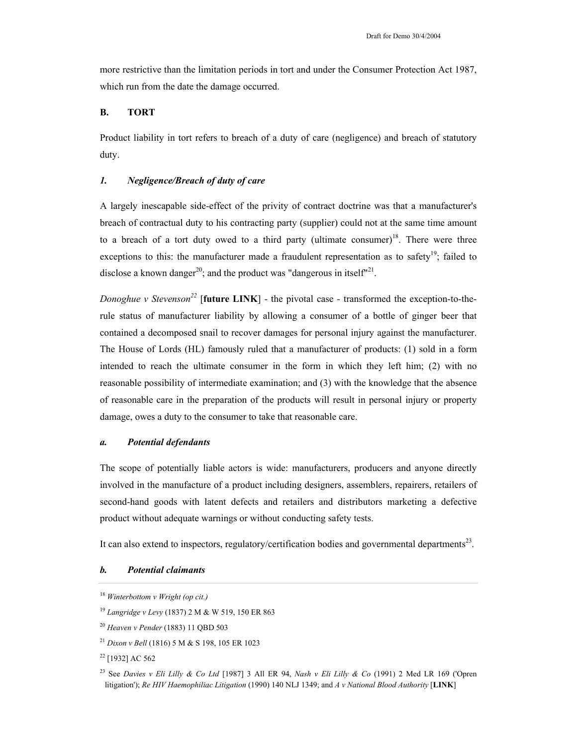more restrictive than the limitation periods in tort and under the Consumer Protection Act 1987, which run from the date the damage occurred.

## B. TORT

Product liability in tort refers to breach of a duty of care (negligence) and breach of statutory duty.

### *1. Negligence/Breach of duty of care*

A largely inescapable side-effect of the privity of contract doctrine was that a manufacturer's breach of contractual duty to his contracting party (supplier) could not at the same time amount to a breach of a tort duty owed to a third party (ultimate consumer)[18]. There were three exceptions to this: the manufacturer made a fraudulent representation as to safety[19]; failed to disclose a known danger[20]; and the product was "dangerous in itself"[21].

*Donoghue v Stevenson*[22] [**future LINK**] - the pivotal case - transformed the exception-to-the-rule status of manufacturer liability by allowing a consumer of a bottle of ginger beer that contained a decomposed snail to recover damages for personal injury against the manufacturer. The House of Lords (HL) famously ruled that a manufacturer of products: (1) sold in a form intended to reach the ultimate consumer in the form in which they left him; (2) with no reasonable possibility of intermediate examination; and (3) with the knowledge that the absence of reasonable care in the preparation of the products will result in personal injury or property damage, owes a duty to the consumer to take that reasonable care.

#### *a. Potential defendants*

The scope of potentially liable actors is wide: manufacturers, producers and anyone directly involved in the manufacture of a product including designers, assemblers, repairers, retailers of second-hand goods with latent defects and retailers and distributors marketing a defective product without adequate warnings or without conducting safety tests.

It can also extend to inspectors, regulatory/certification bodies and governmental departments[23].

#### *b. Potential claimants*

---

[18] *Winterbottom v Wright (op cit.)*

[19] *Langridge v Levy* (1837) 2 M & W 519, 150 ER 863

[20] *Heaven v Pender* (1883) 11 QBD 503

[21] *Dixon v Bell* (1816) 5 M & S 198, 105 ER 1023

[22] [1932] AC 562

[23] See *Davies v Eli Lilly & Co Ltd* [1987] 3 All ER 94, *Nash v Eli Lilly & Co* (1991) 2 Med LR 169 ('Opren litigation'); *Re HIV Haemophiliac Litigation* (1990) 140 NLJ 1349; and *A v National Blood Authority* [**LINK**]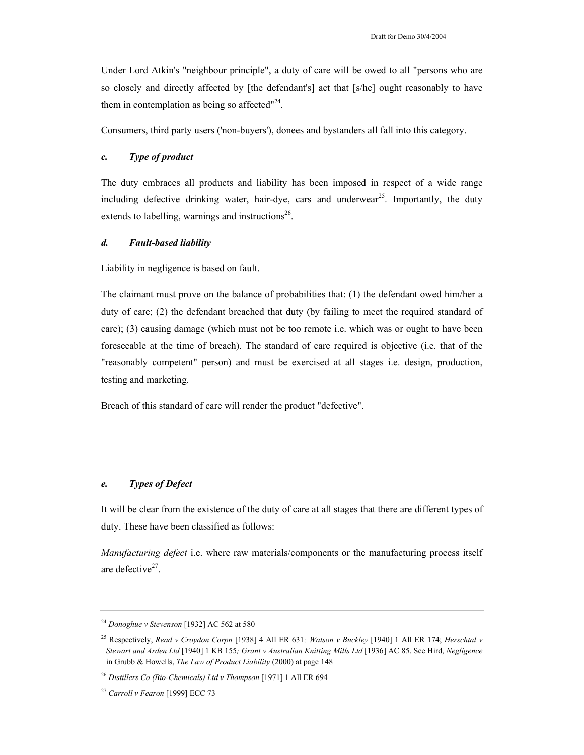Under Lord Atkin's "neighbour principle", a duty of care will be owed to all "persons who are so closely and directly affected by [the defendant's] act that [s/he] ought reasonably to have them in contemplation as being so affected"[24].

Consumers, third party users ('non-buyers'), donees and bystanders all fall into this category.

### c. *Type of product*

The duty embraces all products and liability has been imposed in respect of a wide range including defective drinking water, hair-dye, cars and underwear[25]. Importantly, the duty extends to labelling, warnings and instructions[26].

### d. *Fault-based liability*

Liability in negligence is based on fault.

The claimant must prove on the balance of probabilities that: (1) the defendant owed him/her a duty of care; (2) the defendant breached that duty (by failing to meet the required standard of care); (3) causing damage (which must not be too remote i.e. which was or ought to have been foreseeable at the time of breach). The standard of care required is objective (i.e. that of the "reasonably competent" person) and must be exercised at all stages i.e. design, production, testing and marketing.

Breach of this standard of care will render the product "defective".

### e. *Types of Defect*

It will be clear from the existence of the duty of care at all stages that there are different types of duty. These have been classified as follows:

*Manufacturing defect* i.e. where raw materials/components or the manufacturing process itself are defective[27].

---

[24] *Donoghue v Stevenson* [1932] AC 562 at 580

[25] Respectively, *Read v Croydon Corpn* [1938] 4 All ER 631*; Watson v Buckley* [1940] 1 All ER 174; *Herschtal v Stewart and Arden Ltd* [1940] 1 KB 155*; Grant v Australian Knitting Mills Ltd* [1936] AC 85. See Hird, *Negligence* in Grubb & Howells, *The Law of Product Liability* (2000) at page 148

[26] *Distillers Co (Bio-Chemicals) Ltd v Thompson* [1971] 1 All ER 694

[27] *Carroll v Fearon* [1999] ECC 73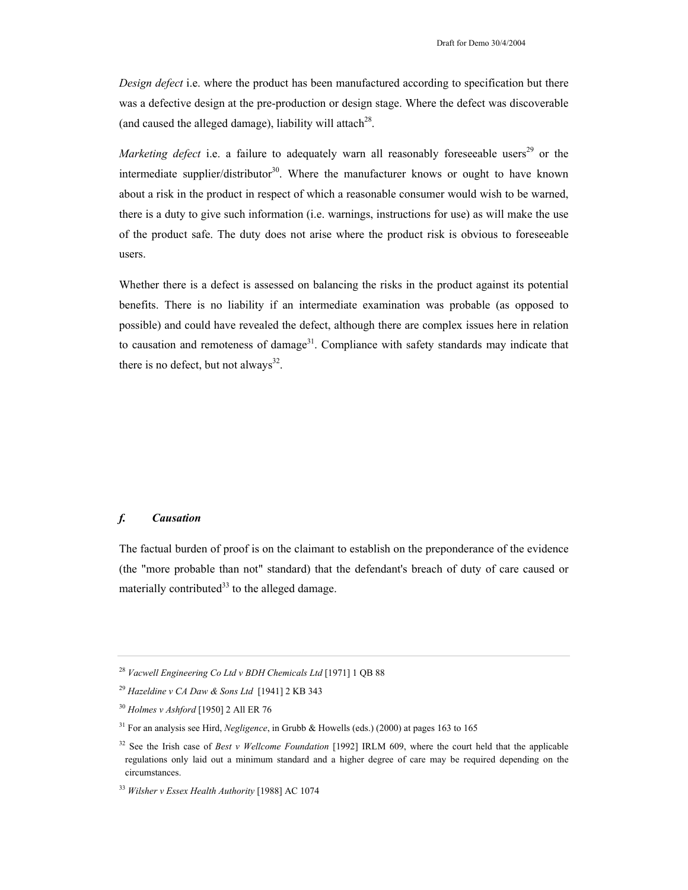*Design defect* i.e. where the product has been manufactured according to specification but there was a defective design at the pre-production or design stage. Where the defect was discoverable (and caused the alleged damage), liability will attach[28].

*Marketing defect* i.e. a failure to adequately warn all reasonably foreseeable users[29] or the intermediate supplier/distributor[30]. Where the manufacturer knows or ought to have known about a risk in the product in respect of which a reasonable consumer would wish to be warned, there is a duty to give such information (i.e. warnings, instructions for use) as will make the use of the product safe. The duty does not arise where the product risk is obvious to foreseeable users.

Whether there is a defect is assessed on balancing the risks in the product against its potential benefits. There is no liability if an intermediate examination was probable (as opposed to possible) and could have revealed the defect, although there are complex issues here in relation to causation and remoteness of damage[31]. Compliance with safety standards may indicate that there is no defect, but not always[32].

### *f. Causation*

The factual burden of proof is on the claimant to establish on the preponderance of the evidence (the "more probable than not" standard) that the defendant's breach of duty of care caused or materially contributed[33] to the alleged damage.

---

[28] *Vacwell Engineering Co Ltd v BDH Chemicals Ltd* [1971] 1 QB 88

[29] *Hazeldine v CA Daw & Sons Ltd* [1941] 2 KB 343

[30] *Holmes v Ashford* [1950] 2 All ER 76

[31] For an analysis see Hird, *Negligence*, in Grubb & Howells (eds.) (2000) at pages 163 to 165

[32] See the Irish case of *Best v Wellcome Foundation* [1992] IRLM 609, where the court held that the applicable regulations only laid out a minimum standard and a higher degree of care may be required depending on the circumstances.

[33] *Wilsher v Essex Health Authority* [1988] AC 1074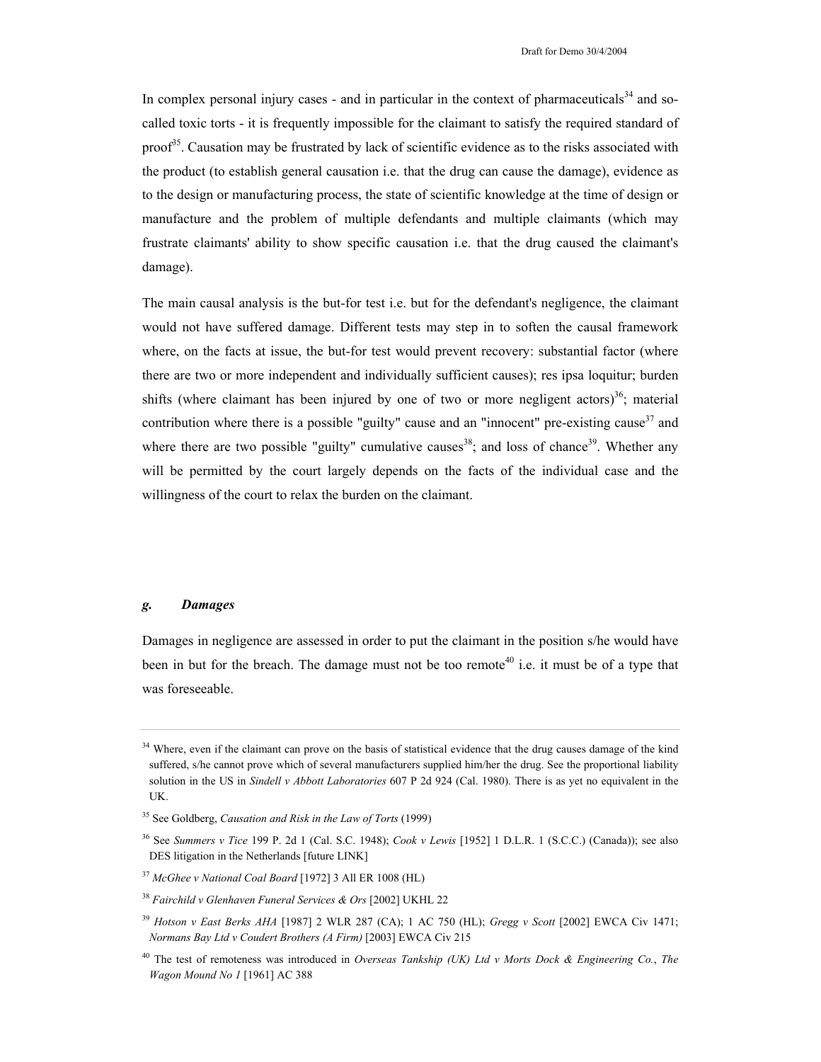In complex personal injury cases - and in particular in the context of pharmaceuticals[34] and so-called toxic torts - it is frequently impossible for the claimant to satisfy the required standard of proof[35]. Causation may be frustrated by lack of scientific evidence as to the risks associated with the product (to establish general causation i.e. that the drug can cause the damage), evidence as to the design or manufacturing process, the state of scientific knowledge at the time of design or manufacture and the problem of multiple defendants and multiple claimants (which may frustrate claimants' ability to show specific causation i.e. that the drug caused the claimant's damage).

The main causal analysis is the but-for test i.e. but for the defendant's negligence, the claimant would not have suffered damage. Different tests may step in to soften the causal framework where, on the facts at issue, the but-for test would prevent recovery: substantial factor (where there are two or more independent and individually sufficient causes); res ipsa loquitur; burden shifts (where claimant has been injured by one of two or more negligent actors)[36]; material contribution where there is a possible "guilty" cause and an "innocent" pre-existing cause[37] and where there are two possible "guilty" cumulative causes[38]; and loss of chance[39]. Whether any will be permitted by the court largely depends on the facts of the individual case and the willingness of the court to relax the burden on the claimant.

### *g. Damages*

Damages in negligence are assessed in order to put the claimant in the position s/he would have been in but for the breach. The damage must not be too remote[40] i.e. it must be of a type that was foreseeable.

---

[34] Where, even if the claimant can prove on the basis of statistical evidence that the drug causes damage of the kind suffered, s/he cannot prove which of several manufacturers supplied him/her the drug. See the proportional liability solution in the US in *Sindell v Abbott Laboratories* 607 P 2d 924 (Cal. 1980). There is as yet no equivalent in the UK.

[35] See Goldberg, *Causation and Risk in the Law of Torts* (1999)

[36] See *Summers v Tice* 199 P. 2d 1 (Cal. S.C. 1948); *Cook v Lewis* [1952] 1 D.L.R. 1 (S.C.C.) (Canada)); see also DES litigation in the Netherlands [future LINK]

[37] *McGhee v National Coal Board* [1972] 3 All ER 1008 (HL)

[38] *Fairchild v Glenhaven Funeral Services & Ors* [2002] UKHL 22

[39] *Hotson v East Berks AHA* [1987] 2 WLR 287 (CA); 1 AC 750 (HL); *Gregg v Scott* [2002] EWCA Civ 1471; *Normans Bay Ltd v Coudert Brothers (A Firm)* [2003] EWCA Civ 215

[40] The test of remoteness was introduced in *Overseas Tankship (UK) Ltd v Morts Dock & Engineering Co.*, *The Wagon Mound No 1* [1961] AC 388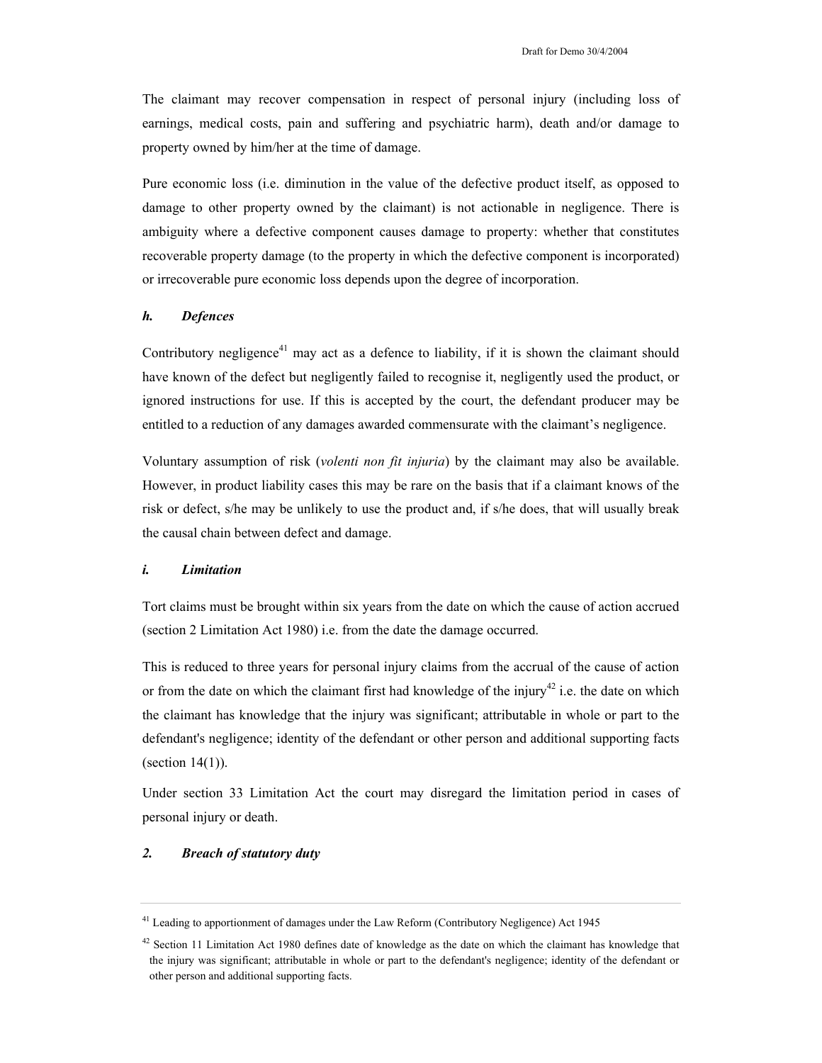The claimant may recover compensation in respect of personal injury (including loss of earnings, medical costs, pain and suffering and psychiatric harm), death and/or damage to property owned by him/her at the time of damage.

Pure economic loss (i.e. diminution in the value of the defective product itself, as opposed to damage to other property owned by the claimant) is not actionable in negligence. There is ambiguity where a defective component causes damage to property: whether that constitutes recoverable property damage (to the property in which the defective component is incorporated) or irrecoverable pure economic loss depends upon the degree of incorporation.

### *h. Defences*

Contributory negligence[41] may act as a defence to liability, if it is shown the claimant should have known of the defect but negligently failed to recognise it, negligently used the product, or ignored instructions for use. If this is accepted by the court, the defendant producer may be entitled to a reduction of any damages awarded commensurate with the claimant's negligence.

Voluntary assumption of risk (*volenti non fit injuria*) by the claimant may also be available. However, in product liability cases this may be rare on the basis that if a claimant knows of the risk or defect, s/he may be unlikely to use the product and, if s/he does, that will usually break the causal chain between defect and damage.

### *i. Limitation*

Tort claims must be brought within six years from the date on which the cause of action accrued (section 2 Limitation Act 1980) i.e. from the date the damage occurred.

This is reduced to three years for personal injury claims from the accrual of the cause of action or from the date on which the claimant first had knowledge of the injury[42] i.e. the date on which the claimant has knowledge that the injury was significant; attributable in whole or part to the defendant's negligence; identity of the defendant or other person and additional supporting facts (section 14(1)).

Under section 33 Limitation Act the court may disregard the limitation period in cases of personal injury or death.

## *2. Breach of statutory duty*

---

[41] Leading to apportionment of damages under the Law Reform (Contributory Negligence) Act 1945

[42] Section 11 Limitation Act 1980 defines date of knowledge as the date on which the claimant has knowledge that the injury was significant; attributable in whole or part to the defendant's negligence; identity of the defendant or other person and additional supporting facts.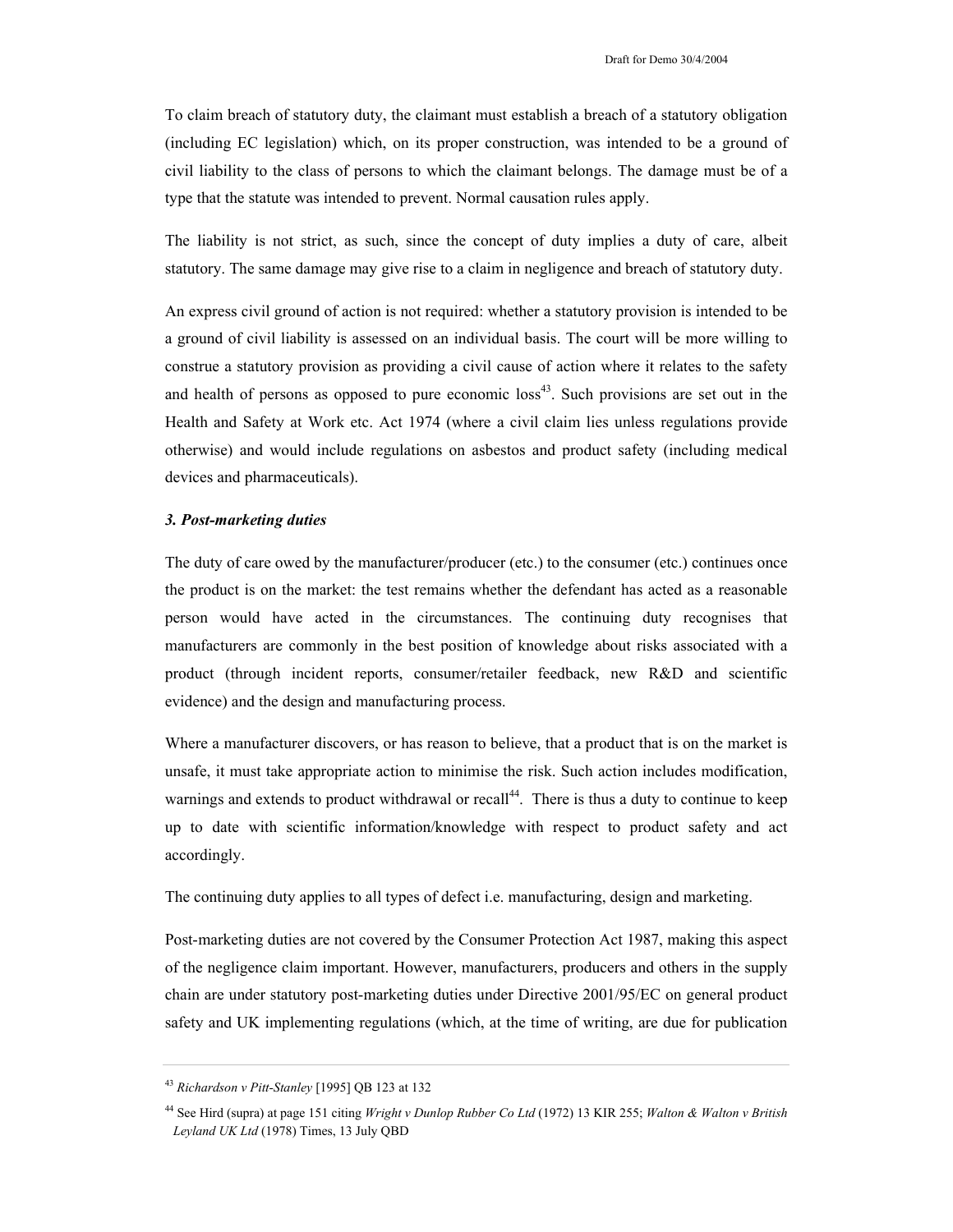To claim breach of statutory duty, the claimant must establish a breach of a statutory obligation (including EC legislation) which, on its proper construction, was intended to be a ground of civil liability to the class of persons to which the claimant belongs. The damage must be of a type that the statute was intended to prevent. Normal causation rules apply.

The liability is not strict, as such, since the concept of duty implies a duty of care, albeit statutory. The same damage may give rise to a claim in negligence and breach of statutory duty.

An express civil ground of action is not required: whether a statutory provision is intended to be a ground of civil liability is assessed on an individual basis. The court will be more willing to construe a statutory provision as providing a civil cause of action where it relates to the safety and health of persons as opposed to pure economic loss[43]. Such provisions are set out in the Health and Safety at Work etc. Act 1974 (where a civil claim lies unless regulations provide otherwise) and would include regulations on asbestos and product safety (including medical devices and pharmaceuticals).

### *3. Post-marketing duties*

The duty of care owed by the manufacturer/producer (etc.) to the consumer (etc.) continues once the product is on the market: the test remains whether the defendant has acted as a reasonable person would have acted in the circumstances. The continuing duty recognises that manufacturers are commonly in the best position of knowledge about risks associated with a product (through incident reports, consumer/retailer feedback, new R&D and scientific evidence) and the design and manufacturing process.

Where a manufacturer discovers, or has reason to believe, that a product that is on the market is unsafe, it must take appropriate action to minimise the risk. Such action includes modification, warnings and extends to product withdrawal or recall[44]. There is thus a duty to continue to keep up to date with scientific information/knowledge with respect to product safety and act accordingly.

The continuing duty applies to all types of defect i.e. manufacturing, design and marketing.

Post-marketing duties are not covered by the Consumer Protection Act 1987, making this aspect of the negligence claim important. However, manufacturers, producers and others in the supply chain are under statutory post-marketing duties under Directive 2001/95/EC on general product safety and UK implementing regulations (which, at the time of writing, are due for publication

---

[43] *Richardson v Pitt-Stanley* [1995] QB 123 at 132

[44] See Hird (supra) at page 151 citing *Wright v Dunlop Rubber Co Ltd* (1972) 13 KIR 255; *Walton & Walton v British Leyland UK Ltd* (1978) Times, 13 July QBD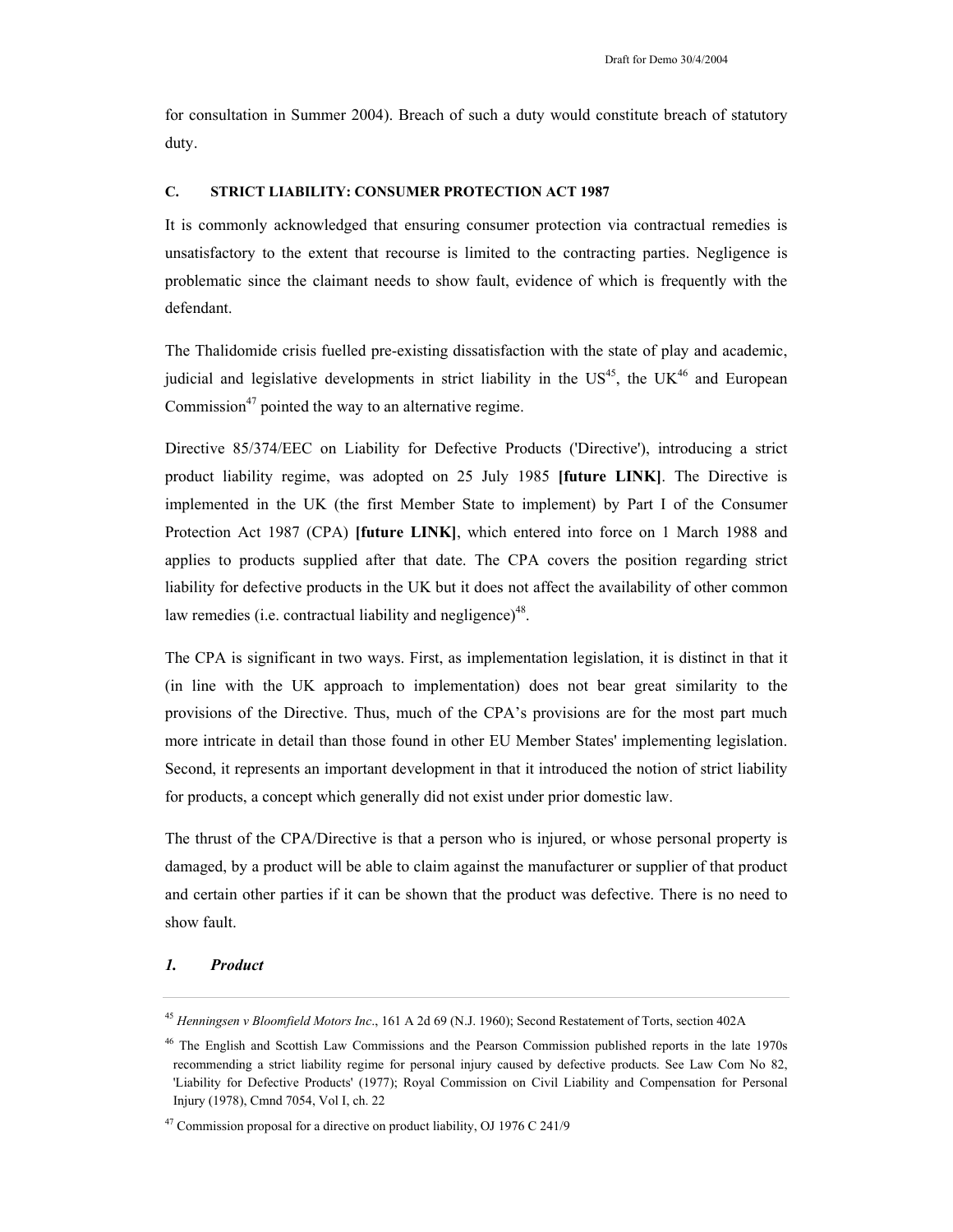for consultation in Summer 2004). Breach of such a duty would constitute breach of statutory duty.

### C. STRICT LIABILITY: CONSUMER PROTECTION ACT 1987

It is commonly acknowledged that ensuring consumer protection via contractual remedies is unsatisfactory to the extent that recourse is limited to the contracting parties. Negligence is problematic since the claimant needs to show fault, evidence of which is frequently with the defendant.

The Thalidomide crisis fuelled pre-existing dissatisfaction with the state of play and academic, judicial and legislative developments in strict liability in the US[45], the UK[46] and European Commission[47] pointed the way to an alternative regime.

Directive 85/374/EEC on Liability for Defective Products ('Directive'), introducing a strict product liability regime, was adopted on 25 July 1985 **[future LINK]**. The Directive is implemented in the UK (the first Member State to implement) by Part I of the Consumer Protection Act 1987 (CPA) **[future LINK]**, which entered into force on 1 March 1988 and applies to products supplied after that date. The CPA covers the position regarding strict liability for defective products in the UK but it does not affect the availability of other common law remedies (i.e. contractual liability and negligence)[48].

The CPA is significant in two ways. First, as implementation legislation, it is distinct in that it (in line with the UK approach to implementation) does not bear great similarity to the provisions of the Directive. Thus, much of the CPA's provisions are for the most part much more intricate in detail than those found in other EU Member States' implementing legislation. Second, it represents an important development in that it introduced the notion of strict liability for products, a concept which generally did not exist under prior domestic law.

The thrust of the CPA/Directive is that a person who is injured, or whose personal property is damaged, by a product will be able to claim against the manufacturer or supplier of that product and certain other parties if it can be shown that the product was defective. There is no need to show fault.

#### *1. Product*

---

[45] *Henningsen v Bloomfield Motors Inc*., 161 A 2d 69 (N.J. 1960); Second Restatement of Torts, section 402A

[46] The English and Scottish Law Commissions and the Pearson Commission published reports in the late 1970s recommending a strict liability regime for personal injury caused by defective products. See Law Com No 82, 'Liability for Defective Products' (1977); Royal Commission on Civil Liability and Compensation for Personal Injury (1978), Cmnd 7054, Vol I, ch. 22

[47] Commission proposal for a directive on product liability, OJ 1976 C 241/9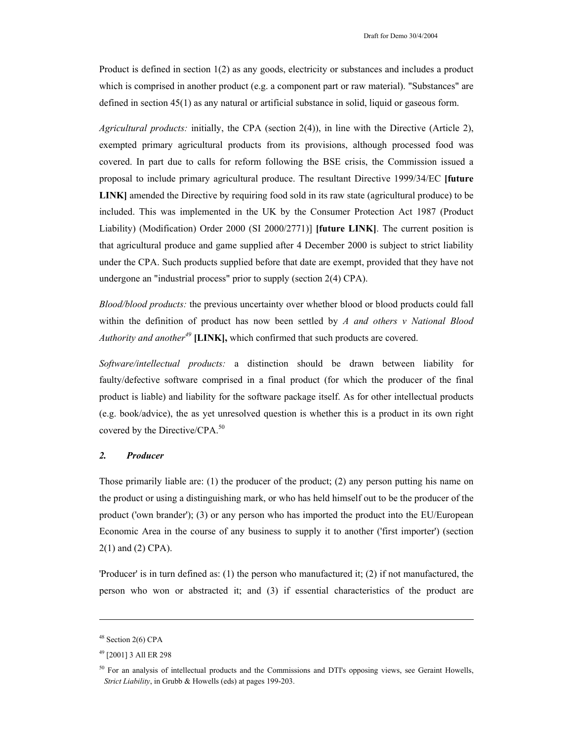Product is defined in section 1(2) as any goods, electricity or substances and includes a product which is comprised in another product (e.g. a component part or raw material). "Substances" are defined in section 45(1) as any natural or artificial substance in solid, liquid or gaseous form.

*Agricultural products:* initially, the CPA (section 2(4)), in line with the Directive (Article 2), exempted primary agricultural products from its provisions, although processed food was covered. In part due to calls for reform following the BSE crisis, the Commission issued a proposal to include primary agricultural produce. The resultant Directive 1999/34/EC **[future LINK]** amended the Directive by requiring food sold in its raw state (agricultural produce) to be included. This was implemented in the UK by the Consumer Protection Act 1987 (Product Liability) (Modification) Order 2000 (SI 2000/2771)] **[future LINK]**. The current position is that agricultural produce and game supplied after 4 December 2000 is subject to strict liability under the CPA. Such products supplied before that date are exempt, provided that they have not undergone an "industrial process" prior to supply (section 2(4) CPA).

*Blood/blood products:* the previous uncertainty over whether blood or blood products could fall within the definition of product has now been settled by *A and others v National Blood Authority and another*[49] **[LINK],** which confirmed that such products are covered.

*Software/intellectual products:* a distinction should be drawn between liability for faulty/defective software comprised in a final product (for which the producer of the final product is liable) and liability for the software package itself. As for other intellectual products (e.g. book/advice), the as yet unresolved question is whether this is a product in its own right covered by the Directive/CPA.[50]

### *2. Producer*

Those primarily liable are: (1) the producer of the product; (2) any person putting his name on the product or using a distinguishing mark, or who has held himself out to be the producer of the product ('own brander'); (3) or any person who has imported the product into the EU/European Economic Area in the course of any business to supply it to another ('first importer') (section 2(1) and (2) CPA).

'Producer' is in turn defined as: (1) the person who manufactured it; (2) if not manufactured, the person who won or abstracted it; and (3) if essential characteristics of the product are

---

[48] Section 2(6) CPA

[49] [2001] 3 All ER 298

[50] For an analysis of intellectual products and the Commissions and DTI's opposing views, see Geraint Howells, *Strict Liability*, in Grubb & Howells (eds) at pages 199-203.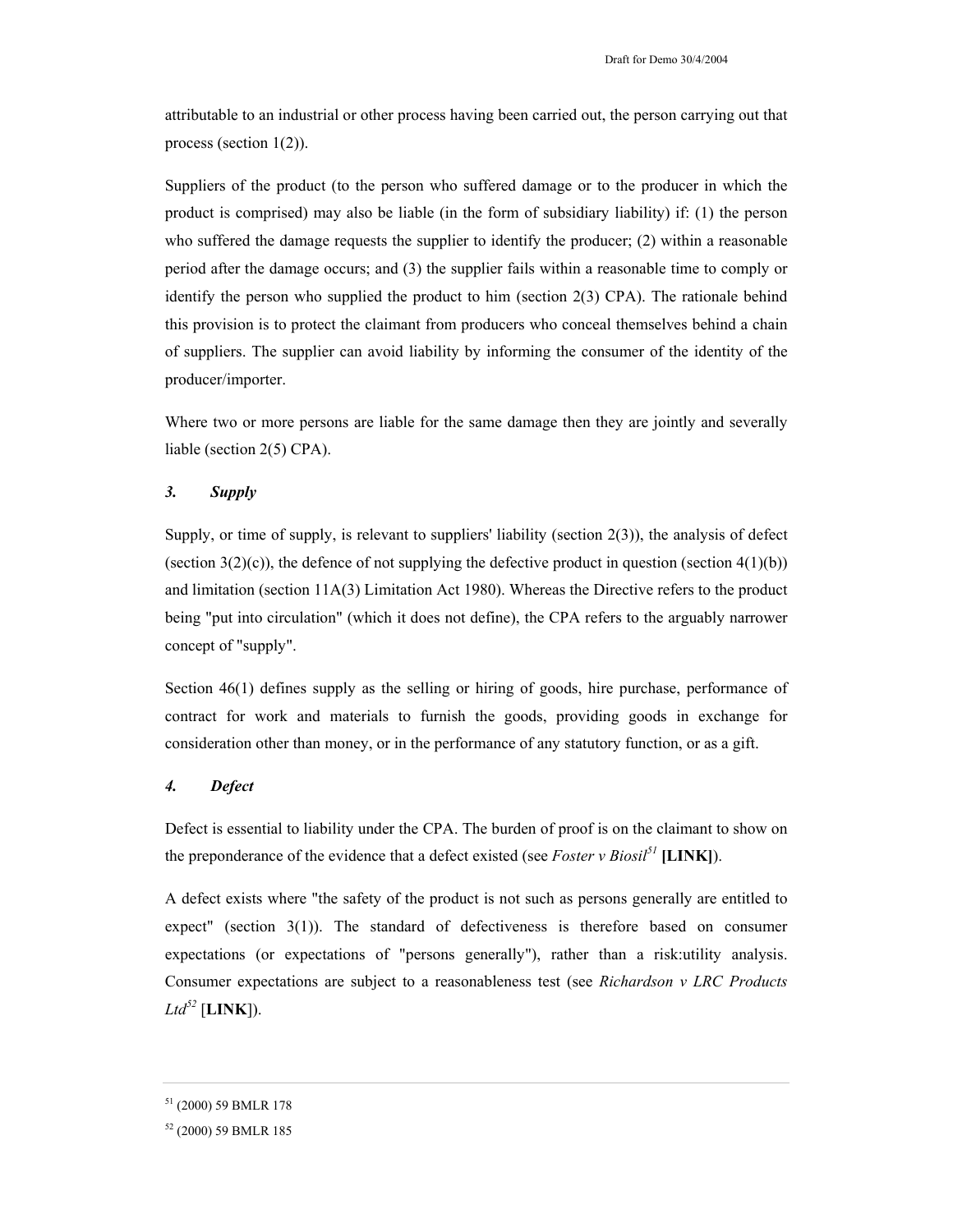attributable to an industrial or other process having been carried out, the person carrying out that process (section 1(2)).

Suppliers of the product (to the person who suffered damage or to the producer in which the product is comprised) may also be liable (in the form of subsidiary liability) if: (1) the person who suffered the damage requests the supplier to identify the producer; (2) within a reasonable period after the damage occurs; and (3) the supplier fails within a reasonable time to comply or identify the person who supplied the product to him (section 2(3) CPA). The rationale behind this provision is to protect the claimant from producers who conceal themselves behind a chain of suppliers. The supplier can avoid liability by informing the consumer of the identity of the producer/importer.

Where two or more persons are liable for the same damage then they are jointly and severally liable (section 2(5) CPA).

### *3. Supply*

Supply, or time of supply, is relevant to suppliers' liability (section 2(3)), the analysis of defect (section 3(2)(c)), the defence of not supplying the defective product in question (section 4(1)(b)) and limitation (section 11A(3) Limitation Act 1980). Whereas the Directive refers to the product being "put into circulation" (which it does not define), the CPA refers to the arguably narrower concept of "supply".

Section 46(1) defines supply as the selling or hiring of goods, hire purchase, performance of contract for work and materials to furnish the goods, providing goods in exchange for consideration other than money, or in the performance of any statutory function, or as a gift.

### *4. Defect*

Defect is essential to liability under the CPA. The burden of proof is on the claimant to show on the preponderance of the evidence that a defect existed (see *Foster v Biosil*[51] **[LINK]**).

A defect exists where "the safety of the product is not such as persons generally are entitled to expect" (section 3(1)). The standard of defectiveness is therefore based on consumer expectations (or expectations of "persons generally"), rather than a risk:utility analysis. Consumer expectations are subject to a reasonableness test (see *Richardson v LRC Products Ltd*[52] [**LINK**]).

---

[51] (2000) 59 BMLR 178

[52] (2000) 59 BMLR 185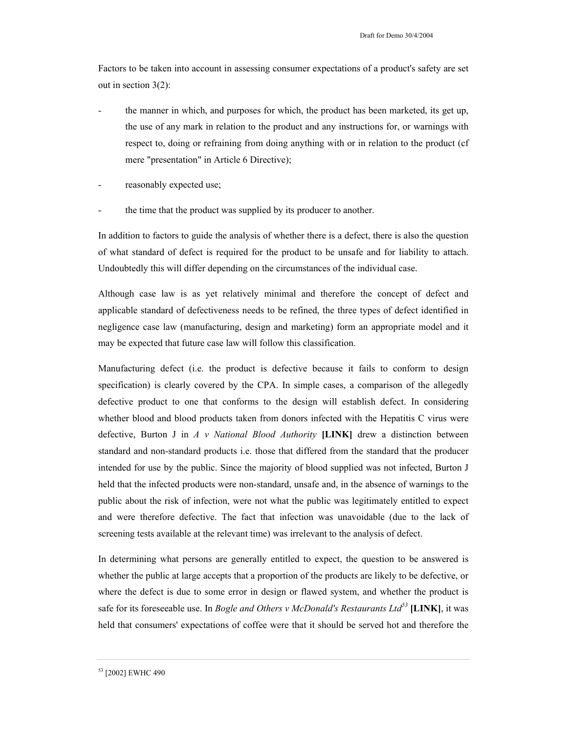Factors to be taken into account in assessing consumer expectations of a product's safety are set out in section 3(2):

- the manner in which, and purposes for which, the product has been marketed, its get up, the use of any mark in relation to the product and any instructions for, or warnings with respect to, doing or refraining from doing anything with or in relation to the product (cf mere "presentation" in Article 6 Directive);
- reasonably expected use;
- the time that the product was supplied by its producer to another.

In addition to factors to guide the analysis of whether there is a defect, there is also the question of what standard of defect is required for the product to be unsafe and for liability to attach. Undoubtedly this will differ depending on the circumstances of the individual case.

Although case law is as yet relatively minimal and therefore the concept of defect and applicable standard of defectiveness needs to be refined, the three types of defect identified in negligence case law (manufacturing, design and marketing) form an appropriate model and it may be expected that future case law will follow this classification.

Manufacturing defect (i.e. the product is defective because it fails to conform to design specification) is clearly covered by the CPA. In simple cases, a comparison of the allegedly defective product to one that conforms to the design will establish defect. In considering whether blood and blood products taken from donors infected with the Hepatitis C virus were defective, Burton J in *A v National Blood Authority* **[LINK]** drew a distinction between standard and non-standard products i.e. those that differed from the standard that the producer intended for use by the public. Since the majority of blood supplied was not infected, Burton J held that the infected products were non-standard, unsafe and, in the absence of warnings to the public about the risk of infection, were not what the public was legitimately entitled to expect and were therefore defective. The fact that infection was unavoidable (due to the lack of screening tests available at the relevant time) was irrelevant to the analysis of defect.

In determining what persons are generally entitled to expect, the question to be answered is whether the public at large accepts that a proportion of the products are likely to be defective, or where the defect is due to some error in design or flawed system, and whether the product is safe for its foreseeable use. In *Bogle and Others v McDonald's Restaurants Ltd*[53] **[LINK]**, it was held that consumers' expectations of coffee were that it should be served hot and therefore the

[53] [2002] EWHC 490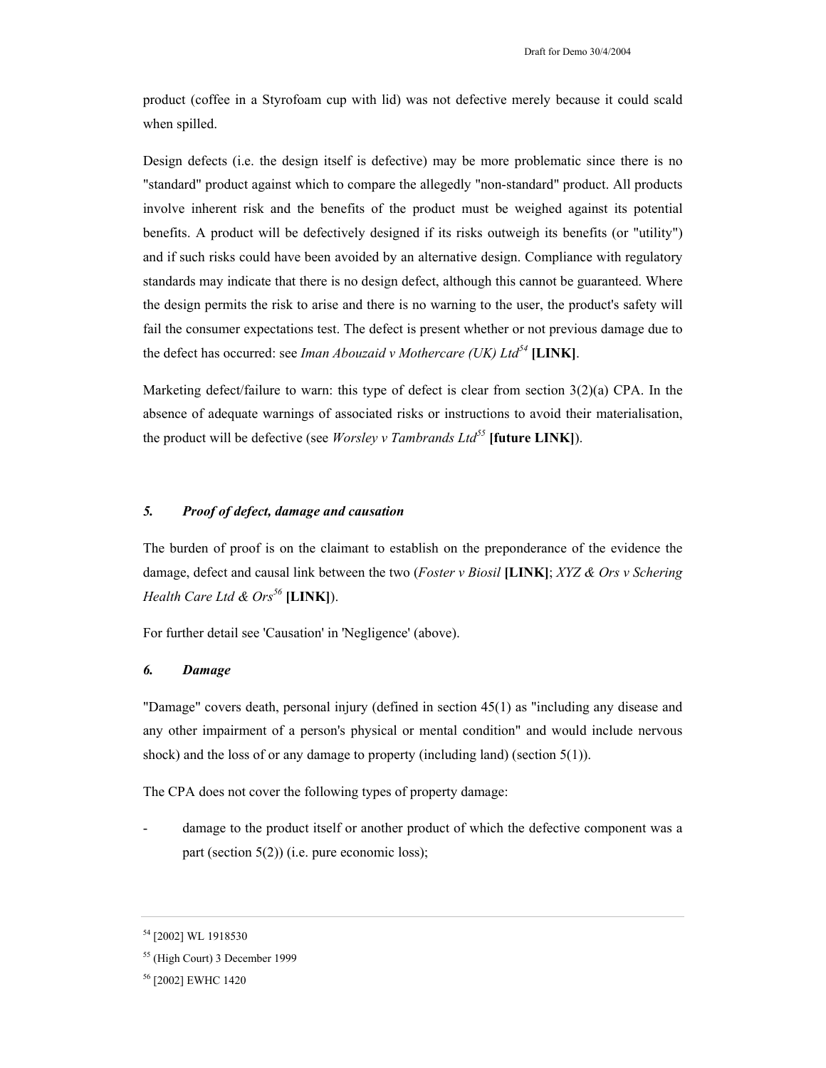product (coffee in a Styrofoam cup with lid) was not defective merely because it could scald when spilled.

Design defects (i.e. the design itself is defective) may be more problematic since there is no "standard" product against which to compare the allegedly "non-standard" product. All products involve inherent risk and the benefits of the product must be weighed against its potential benefits. A product will be defectively designed if its risks outweigh its benefits (or "utility") and if such risks could have been avoided by an alternative design. Compliance with regulatory standards may indicate that there is no design defect, although this cannot be guaranteed. Where the design permits the risk to arise and there is no warning to the user, the product's safety will fail the consumer expectations test. The defect is present whether or not previous damage due to the defect has occurred: see *Iman Abouzaid v Mothercare (UK) Ltd*[54] **[LINK]**.

Marketing defect/failure to warn: this type of defect is clear from section 3(2)(a) CPA. In the absence of adequate warnings of associated risks or instructions to avoid their materialisation, the product will be defective (see *Worsley v Tambrands Ltd*[55] **[future LINK]**).

### *5. Proof of defect, damage and causation*

The burden of proof is on the claimant to establish on the preponderance of the evidence the damage, defect and causal link between the two (*Foster v Biosil* **[LINK]**; *XYZ & Ors v Schering Health Care Ltd & Ors*[56] **[LINK]**).

For further detail see 'Causation' in 'Negligence' (above).

### *6. Damage*

"Damage" covers death, personal injury (defined in section 45(1) as "including any disease and any other impairment of a person's physical or mental condition" and would include nervous shock) and the loss of or any damage to property (including land) (section 5(1)).

The CPA does not cover the following types of property damage:

- damage to the product itself or another product of which the defective component was a part (section 5(2)) (i.e. pure economic loss);

---

[54] [2002] WL 1918530

[55] (High Court) 3 December 1999

[56] [2002] EWHC 1420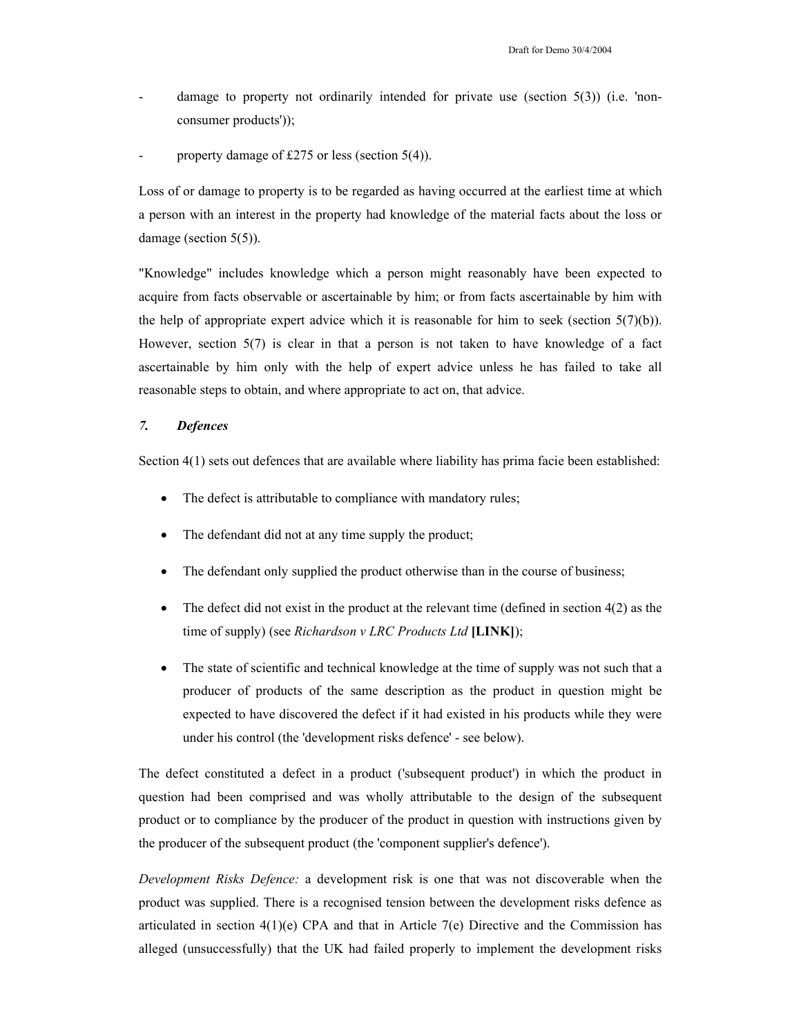- damage to property not ordinarily intended for private use (section 5(3)) (i.e. 'non-consumer products'));
- property damage of £275 or less (section 5(4)).

Loss of or damage to property is to be regarded as having occurred at the earliest time at which a person with an interest in the property had knowledge of the material facts about the loss or damage (section 5(5)).

"Knowledge" includes knowledge which a person might reasonably have been expected to acquire from facts observable or ascertainable by him; or from facts ascertainable by him with the help of appropriate expert advice which it is reasonable for him to seek (section 5(7)(b)). However, section 5(7) is clear in that a person is not taken to have knowledge of a fact ascertainable by him only with the help of expert advice unless he has failed to take all reasonable steps to obtain, and where appropriate to act on, that advice.

### *7. Defences*

Section 4(1) sets out defences that are available where liability has prima facie been established:

- The defect is attributable to compliance with mandatory rules;
- The defendant did not at any time supply the product;
- The defendant only supplied the product otherwise than in the course of business;
- The defect did not exist in the product at the relevant time (defined in section 4(2) as the time of supply) (see *Richardson v LRC Products Ltd* **[LINK]**);
- The state of scientific and technical knowledge at the time of supply was not such that a producer of products of the same description as the product in question might be expected to have discovered the defect if it had existed in his products while they were under his control (the 'development risks defence' - see below).

The defect constituted a defect in a product ('subsequent product') in which the product in question had been comprised and was wholly attributable to the design of the subsequent product or to compliance by the producer of the product in question with instructions given by the producer of the subsequent product (the 'component supplier's defence').

*Development Risks Defence:* a development risk is one that was not discoverable when the product was supplied. There is a recognised tension between the development risks defence as articulated in section 4(1)(e) CPA and that in Article 7(e) Directive and the Commission has alleged (unsuccessfully) that the UK had failed properly to implement the development risks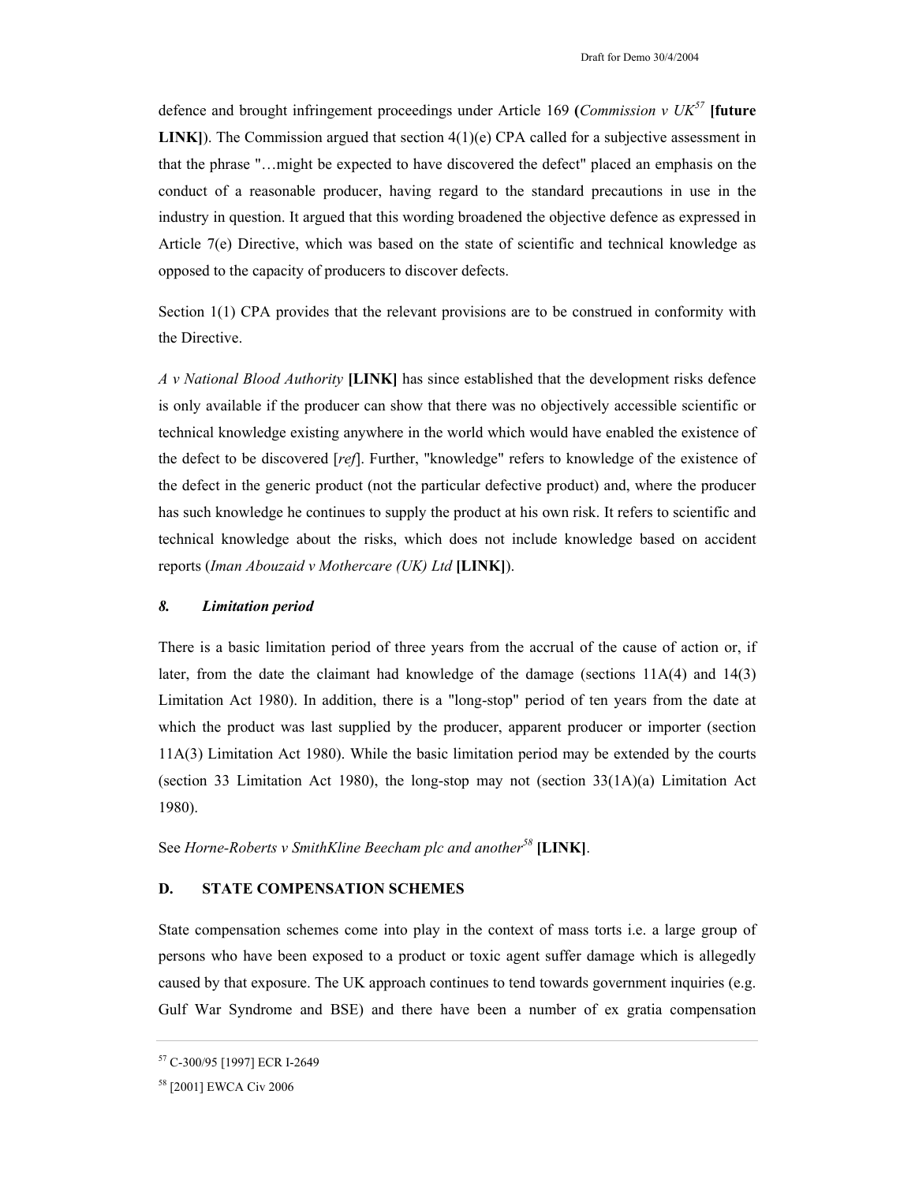defence and brought infringement proceedings under Article 169 **(***Commission v UK*[57] **[future LINK]**). The Commission argued that section 4(1)(e) CPA called for a subjective assessment in that the phrase "…might be expected to have discovered the defect" placed an emphasis on the conduct of a reasonable producer, having regard to the standard precautions in use in the industry in question. It argued that this wording broadened the objective defence as expressed in Article 7(e) Directive, which was based on the state of scientific and technical knowledge as opposed to the capacity of producers to discover defects.

Section 1(1) CPA provides that the relevant provisions are to be construed in conformity with the Directive.

*A v National Blood Authority* **[LINK]** has since established that the development risks defence is only available if the producer can show that there was no objectively accessible scientific or technical knowledge existing anywhere in the world which would have enabled the existence of the defect to be discovered [*ref*]. Further, "knowledge" refers to knowledge of the existence of the defect in the generic product (not the particular defective product) and, where the producer has such knowledge he continues to supply the product at his own risk. It refers to scientific and technical knowledge about the risks, which does not include knowledge based on accident reports (*Iman Abouzaid v Mothercare (UK) Ltd* **[LINK]**).

### *8. Limitation period*

There is a basic limitation period of three years from the accrual of the cause of action or, if later, from the date the claimant had knowledge of the damage (sections 11A(4) and 14(3) Limitation Act 1980). In addition, there is a "long-stop" period of ten years from the date at which the product was last supplied by the producer, apparent producer or importer (section 11A(3) Limitation Act 1980). While the basic limitation period may be extended by the courts (section 33 Limitation Act 1980), the long-stop may not (section 33(1A)(a) Limitation Act 1980).

See *Horne-Roberts v SmithKline Beecham plc and another*[58] **[LINK]**.

## D. STATE COMPENSATION SCHEMES

State compensation schemes come into play in the context of mass torts i.e. a large group of persons who have been exposed to a product or toxic agent suffer damage which is allegedly caused by that exposure. The UK approach continues to tend towards government inquiries (e.g. Gulf War Syndrome and BSE) and there have been a number of ex gratia compensation

---

[57] C-300/95 [1997] ECR I-2649

[58] [2001] EWCA Civ 2006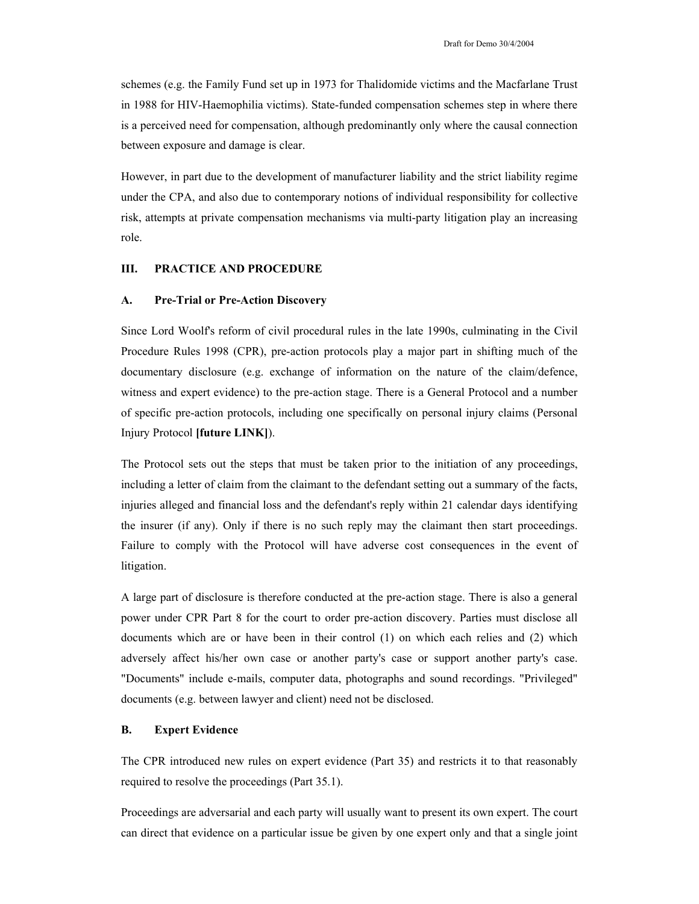schemes (e.g. the Family Fund set up in 1973 for Thalidomide victims and the Macfarlane Trust in 1988 for HIV-Haemophilia victims). State-funded compensation schemes step in where there is a perceived need for compensation, although predominantly only where the causal connection between exposure and damage is clear.

However, in part due to the development of manufacturer liability and the strict liability regime under the CPA, and also due to contemporary notions of individual responsibility for collective risk, attempts at private compensation mechanisms via multi-party litigation play an increasing role.

## III. PRACTICE AND PROCEDURE

### A. Pre-Trial or Pre-Action Discovery

Since Lord Woolf's reform of civil procedural rules in the late 1990s, culminating in the Civil Procedure Rules 1998 (CPR), pre-action protocols play a major part in shifting much of the documentary disclosure (e.g. exchange of information on the nature of the claim/defence, witness and expert evidence) to the pre-action stage. There is a General Protocol and a number of specific pre-action protocols, including one specifically on personal injury claims (Personal Injury Protocol **[future LINK]**).

The Protocol sets out the steps that must be taken prior to the initiation of any proceedings, including a letter of claim from the claimant to the defendant setting out a summary of the facts, injuries alleged and financial loss and the defendant's reply within 21 calendar days identifying the insurer (if any). Only if there is no such reply may the claimant then start proceedings. Failure to comply with the Protocol will have adverse cost consequences in the event of litigation.

A large part of disclosure is therefore conducted at the pre-action stage. There is also a general power under CPR Part 8 for the court to order pre-action discovery. Parties must disclose all documents which are or have been in their control (1) on which each relies and (2) which adversely affect his/her own case or another party's case or support another party's case. "Documents" include e-mails, computer data, photographs and sound recordings. "Privileged" documents (e.g. between lawyer and client) need not be disclosed.

### B. Expert Evidence

The CPR introduced new rules on expert evidence (Part 35) and restricts it to that reasonably required to resolve the proceedings (Part 35.1).

Proceedings are adversarial and each party will usually want to present its own expert. The court can direct that evidence on a particular issue be given by one expert only and that a single joint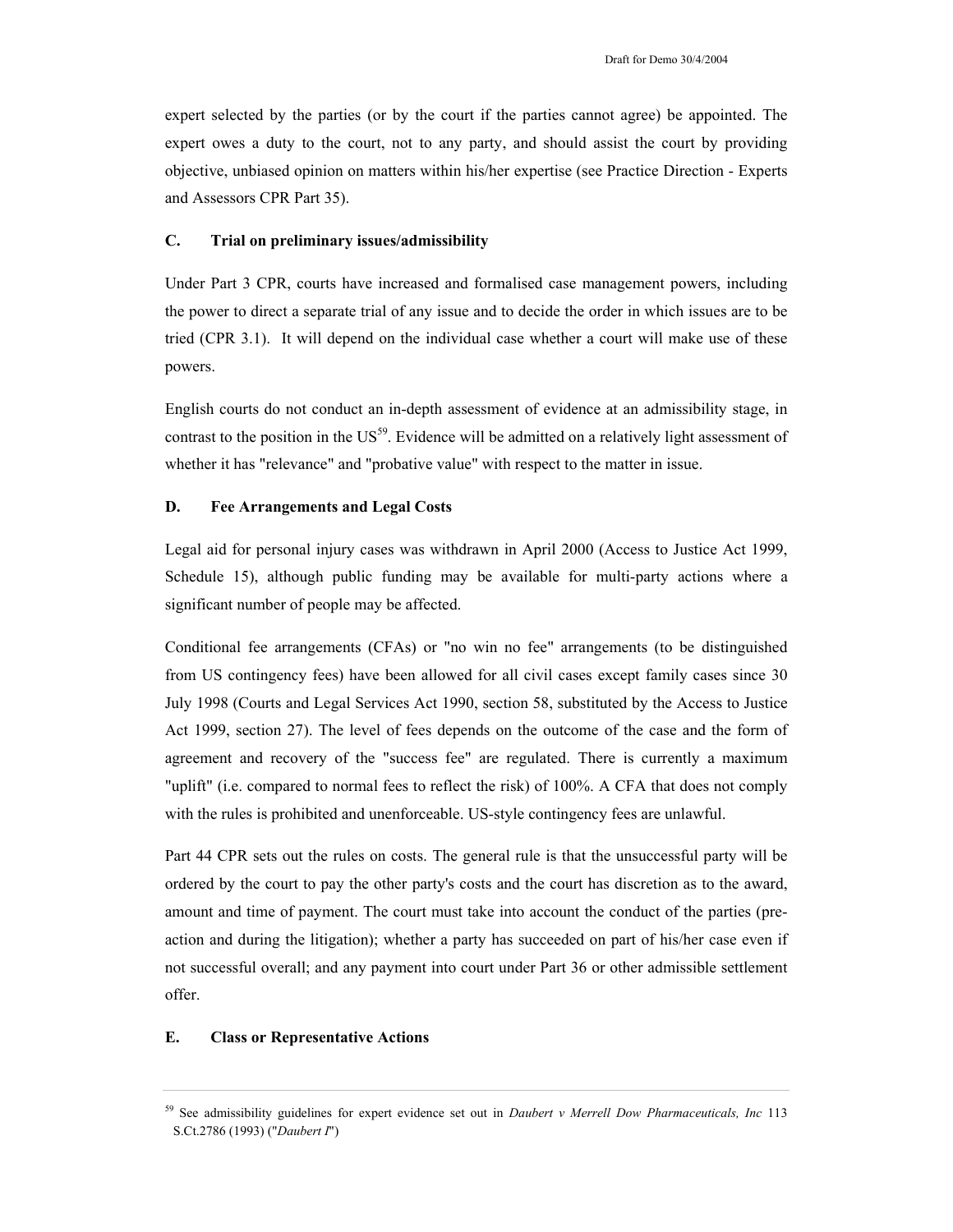expert selected by the parties (or by the court if the parties cannot agree) be appointed. The expert owes a duty to the court, not to any party, and should assist the court by providing objective, unbiased opinion on matters within his/her expertise (see Practice Direction - Experts and Assessors CPR Part 35).

### C. Trial on preliminary issues/admissibility

Under Part 3 CPR, courts have increased and formalised case management powers, including the power to direct a separate trial of any issue and to decide the order in which issues are to be tried (CPR 3.1). It will depend on the individual case whether a court will make use of these powers.

English courts do not conduct an in-depth assessment of evidence at an admissibility stage, in contrast to the position in the US[59]. Evidence will be admitted on a relatively light assessment of whether it has "relevance" and "probative value" with respect to the matter in issue.

### D. Fee Arrangements and Legal Costs

Legal aid for personal injury cases was withdrawn in April 2000 (Access to Justice Act 1999, Schedule 15), although public funding may be available for multi-party actions where a significant number of people may be affected.

Conditional fee arrangements (CFAs) or "no win no fee" arrangements (to be distinguished from US contingency fees) have been allowed for all civil cases except family cases since 30 July 1998 (Courts and Legal Services Act 1990, section 58, substituted by the Access to Justice Act 1999, section 27). The level of fees depends on the outcome of the case and the form of agreement and recovery of the "success fee" are regulated. There is currently a maximum "uplift" (i.e. compared to normal fees to reflect the risk) of 100%. A CFA that does not comply with the rules is prohibited and unenforceable. US-style contingency fees are unlawful.

Part 44 CPR sets out the rules on costs. The general rule is that the unsuccessful party will be ordered by the court to pay the other party's costs and the court has discretion as to the award, amount and time of payment. The court must take into account the conduct of the parties (pre-action and during the litigation); whether a party has succeeded on part of his/her case even if not successful overall; and any payment into court under Part 36 or other admissible settlement offer.

### E. Class or Representative Actions

---

[59] See admissibility guidelines for expert evidence set out in *Daubert v Merrell Dow Pharmaceuticals, Inc* 113 S.Ct.2786 (1993) ("*Daubert I*")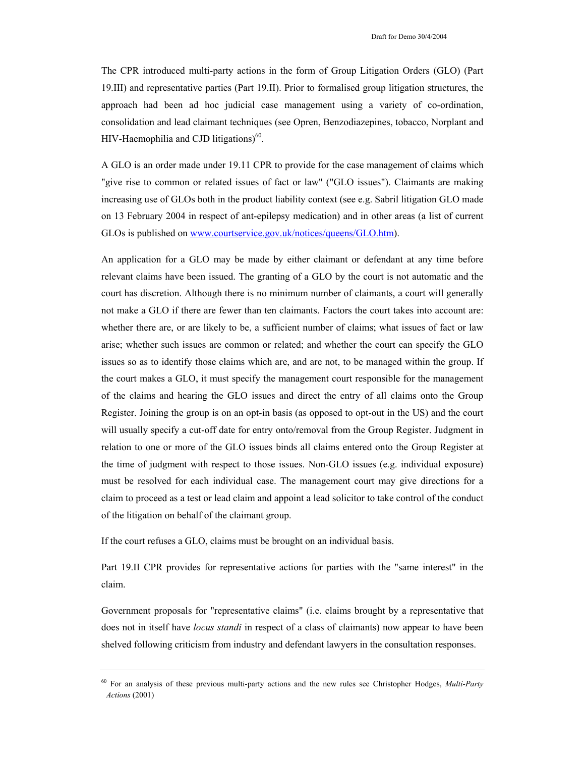The CPR introduced multi-party actions in the form of Group Litigation Orders (GLO) (Part 19.III) and representative parties (Part 19.II). Prior to formalised group litigation structures, the approach had been ad hoc judicial case management using a variety of co-ordination, consolidation and lead claimant techniques (see Opren, Benzodiazepines, tobacco, Norplant and HIV-Haemophilia and CJD litigations)[60].

A GLO is an order made under 19.11 CPR to provide for the case management of claims which "give rise to common or related issues of fact or law" ("GLO issues"). Claimants are making increasing use of GLOs both in the product liability context (see e.g. Sabril litigation GLO made on 13 February 2004 in respect of ant-epilepsy medication) and in other areas (a list of current GLOs is published on [www.courtservice.gov.uk/notices/queens/GLO.htm](www.courtservice.gov.uk/notices/queens/GLO.htm)).

An application for a GLO may be made by either claimant or defendant at any time before relevant claims have been issued. The granting of a GLO by the court is not automatic and the court has discretion. Although there is no minimum number of claimants, a court will generally not make a GLO if there are fewer than ten claimants. Factors the court takes into account are: whether there are, or are likely to be, a sufficient number of claims; what issues of fact or law arise; whether such issues are common or related; and whether the court can specify the GLO issues so as to identify those claims which are, and are not, to be managed within the group. If the court makes a GLO, it must specify the management court responsible for the management of the claims and hearing the GLO issues and direct the entry of all claims onto the Group Register. Joining the group is on an opt-in basis (as opposed to opt-out in the US) and the court will usually specify a cut-off date for entry onto/removal from the Group Register. Judgment in relation to one or more of the GLO issues binds all claims entered onto the Group Register at the time of judgment with respect to those issues. Non-GLO issues (e.g. individual exposure) must be resolved for each individual case. The management court may give directions for a claim to proceed as a test or lead claim and appoint a lead solicitor to take control of the conduct of the litigation on behalf of the claimant group.

If the court refuses a GLO, claims must be brought on an individual basis.

Part 19.II CPR provides for representative actions for parties with the "same interest" in the claim.

Government proposals for "representative claims" (i.e. claims brought by a representative that does not in itself have *locus standi* in respect of a class of claimants) now appear to have been shelved following criticism from industry and defendant lawyers in the consultation responses.

---

[60] For an analysis of these previous multi-party actions and the new rules see Christopher Hodges, *Multi-Party Actions* (2001)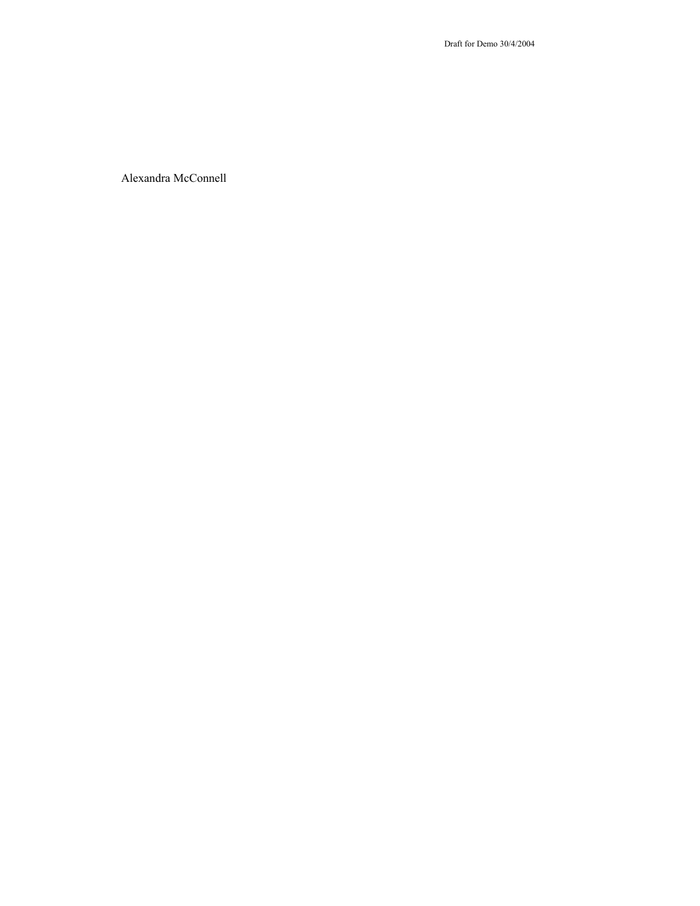Alexandra McConnell